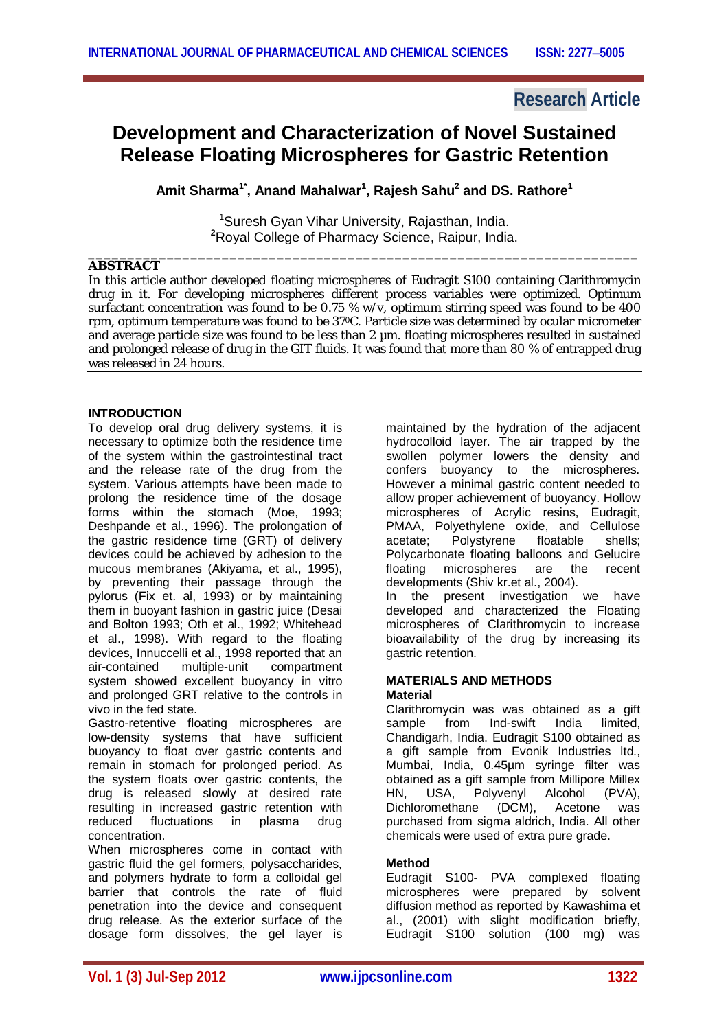Research Article

# Development and Characterization of Novel Sustained Release Floating Microspheres for Gastric Retention

**Amit Sharma[1*], Anand Mahalwar[1], Rajesh Sahu[2] and DS. Rathore[1]**

[1]Suresh Gyan Vihar University, Rajasthan, India.
[2]Royal College of Pharmacy Science, Raipur, India.

## ABSTRACT

In this article author developed floating microspheres of Eudragit S100 containing Clarithromycin drug in it. For developing microspheres different process variables were optimized. Optimum surfactant concentration was found to be 0.75 % w/v, optimum stirring speed was found to be 400 rpm, optimum temperature was found to be 37$^0$C. Particle size was determined by ocular micrometer and average particle size was found to be less than 2 µm. floating microspheres resulted in sustained and prolonged release of drug in the GIT fluids. It was found that more than 80 % of entrapped drug was released in 24 hours.

## INTRODUCTION

To develop oral drug delivery systems, it is necessary to optimize both the residence time of the system within the gastrointestinal tract and the release rate of the drug from the system. Various attempts have been made to prolong the residence time of the dosage forms within the stomach (Moe, 1993; Deshpande et al., 1996). The prolongation of the gastric residence time (GRT) of delivery devices could be achieved by adhesion to the mucous membranes (Akiyama, et al., 1995), by preventing their passage through the pylorus (Fix et. al, 1993) or by maintaining them in buoyant fashion in gastric juice (Desai and Bolton 1993; Oth et al., 1992; Whitehead et al., 1998). With regard to the floating devices, Innuccelli et al., 1998 reported that an air-contained multiple-unit compartment system showed excellent buoyancy in vitro and prolonged GRT relative to the controls in vivo in the fed state.

Gastro-retentive floating microspheres are low-density systems that have sufficient buoyancy to float over gastric contents and remain in stomach for prolonged period. As the system floats over gastric contents, the drug is released slowly at desired rate resulting in increased gastric retention with reduced fluctuations in plasma drug concentration.

When microspheres come in contact with gastric fluid the gel formers, polysaccharides, and polymers hydrate to form a colloidal gel barrier that controls the rate of fluid penetration into the device and consequent drug release. As the exterior surface of the dosage form dissolves, the gel layer is maintained by the hydration of the adjacent hydrocolloid layer. The air trapped by the swollen polymer lowers the density and confers buoyancy to the microspheres. However a minimal gastric content needed to allow proper achievement of buoyancy. Hollow microspheres of Acrylic resins, Eudragit, PMAA, Polyethylene oxide, and Cellulose acetate; Polystyrene floatable shells; Polycarbonate floating balloons and Gelucire floating microspheres are the recent developments (Shiv kr.et al., 2004).

In the present investigation we have developed and characterized the Floating microspheres of Clarithromycin to increase bioavailability of the drug by increasing its gastric retention.

## MATERIALS AND METHODS

### Material

Clarithromycin was was obtained as a gift sample from Ind-swift India limited, Chandigarh, India. Eudragit S100 obtained as a gift sample from Evonik Industries ltd., Mumbai, India, 0.45µm syringe filter was obtained as a gift sample from Millipore Millex HN, USA, Polyvenyl Alcohol (PVA), Dichloromethane (DCM), Acetone was purchased from sigma aldrich, India. All other chemicals were used of extra pure grade.

### Method

Eudragit S100- PVA complexed floating microspheres were prepared by solvent diffusion method as reported by Kawashima et al., (2001) with slight modification briefly, Eudragit S100 solution (100 mg) was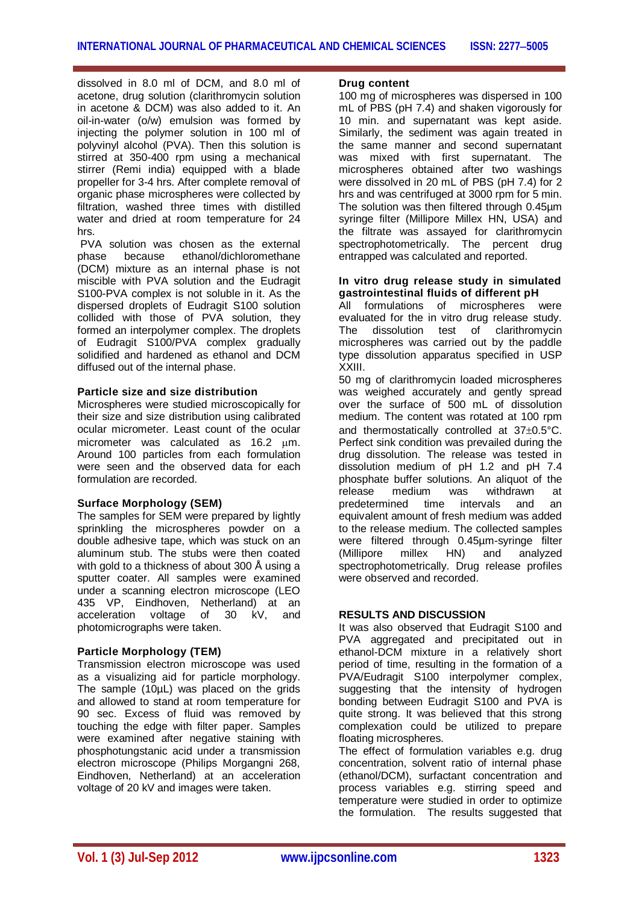dissolved in 8.0 ml of DCM, and 8.0 ml of acetone, drug solution (clarithromycin solution in acetone & DCM) was also added to it. An oil-in-water (o/w) emulsion was formed by injecting the polymer solution in 100 ml of polyvinyl alcohol (PVA). Then this solution is stirred at 350-400 rpm using a mechanical stirrer (Remi india) equipped with a blade propeller for 3-4 hrs. After complete removal of organic phase microspheres were collected by filtration, washed three times with distilled water and dried at room temperature for 24 hrs.

PVA solution was chosen as the external phase because ethanol/dichloromethane (DCM) mixture as an internal phase is not miscible with PVA solution and the Eudragit S100-PVA complex is not soluble in it. As the dispersed droplets of Eudragit S100 solution collided with those of PVA solution, they formed an interpolymer complex. The droplets of Eudragit S100/PVA complex gradually solidified and hardened as ethanol and DCM diffused out of the internal phase.

### Particle size and size distribution

Microspheres were studied microscopically for their size and size distribution using calibrated ocular micrometer. Least count of the ocular micrometer was calculated as 16.2 μm. Around 100 particles from each formulation were seen and the observed data for each formulation are recorded.

### Surface Morphology (SEM)

The samples for SEM were prepared by lightly sprinkling the microspheres powder on a double adhesive tape, which was stuck on an aluminum stub. The stubs were then coated with gold to a thickness of about 300 Å using a sputter coater. All samples were examined under a scanning electron microscope (LEO 435 VP, Eindhoven, Netherland) at an acceleration voltage of 30 kV, and photomicrographs were taken.

### Particle Morphology (TEM)

Transmission electron microscope was used as a visualizing aid for particle morphology. The sample (10μL) was placed on the grids and allowed to stand at room temperature for 90 sec. Excess of fluid was removed by touching the edge with filter paper. Samples were examined after negative staining with phosphotungstanic acid under a transmission electron microscope (Philips Morgangni 268, Eindhoven, Netherland) at an acceleration voltage of 20 kV and images were taken.

### Drug content

100 mg of microspheres was dispersed in 100 mL of PBS (pH 7.4) and shaken vigorously for 10 min. and supernatant was kept aside. Similarly, the sediment was again treated in the same manner and second supernatant was mixed with first supernatant. The microspheres obtained after two washings were dissolved in 20 mL of PBS (pH 7.4) for 2 hrs and was centrifuged at 3000 rpm for 5 min. The solution was then filtered through 0.45μm syringe filter (Millipore Millex HN, USA) and the filtrate was assayed for clarithromycin spectrophotometrically. The percent drug entrapped was calculated and reported.

### In vitro drug release study in simulated gastrointestinal fluids of different pH

All formulations of microspheres were evaluated for the in vitro drug release study. The dissolution test of clarithromycin microspheres was carried out by the paddle type dissolution apparatus specified in USP XXIII.

50 mg of clarithromycin loaded microspheres was weighed accurately and gently spread over the surface of 500 mL of dissolution medium. The content was rotated at 100 rpm and thermostatically controlled at 37±0.5°C. Perfect sink condition was prevailed during the drug dissolution. The release was tested in dissolution medium of pH 1.2 and pH 7.4 phosphate buffer solutions. An aliquot of the release medium was withdrawn at predetermined time intervals and an equivalent amount of fresh medium was added to the release medium. The collected samples were filtered through 0.45μm-syringe filter (Millipore millex HN) and analyzed spectrophotometrically. Drug release profiles were observed and recorded.

## RESULTS AND DISCUSSION

It was also observed that Eudragit S100 and PVA aggregated and precipitated out in ethanol-DCM mixture in a relatively short period of time, resulting in the formation of a PVA/Eudragit S100 interpolymer complex, suggesting that the intensity of hydrogen bonding between Eudragit S100 and PVA is quite strong. It was believed that this strong complexation could be utilized to prepare floating microspheres.

The effect of formulation variables e.g. drug concentration, solvent ratio of internal phase (ethanol/DCM), surfactant concentration and process variables e.g. stirring speed and temperature were studied in order to optimize the formulation. The results suggested that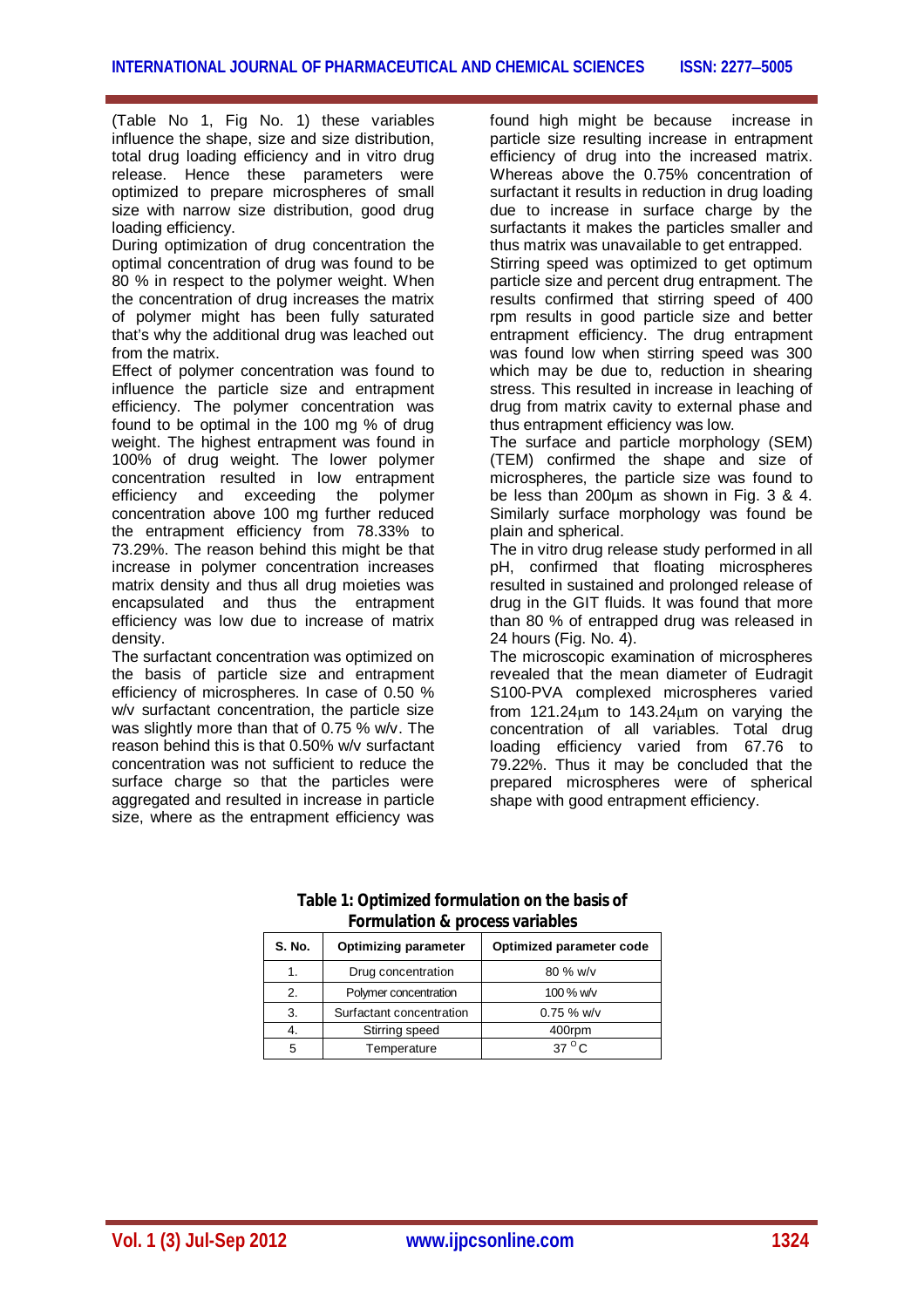(Table No 1, Fig No. 1) these variables influence the shape, size and size distribution, total drug loading efficiency and in vitro drug release. Hence these parameters were optimized to prepare microspheres of small size with narrow size distribution, good drug loading efficiency.

During optimization of drug concentration the optimal concentration of drug was found to be 80 % in respect to the polymer weight. When the concentration of drug increases the matrix of polymer might has been fully saturated that's why the additional drug was leached out from the matrix.

Effect of polymer concentration was found to influence the particle size and entrapment efficiency. The polymer concentration was found to be optimal in the 100 mg % of drug weight. The highest entrapment was found in 100% of drug weight. The lower polymer concentration resulted in low entrapment efficiency and exceeding the polymer concentration above 100 mg further reduced the entrapment efficiency from 78.33% to 73.29%. The reason behind this might be that increase in polymer concentration increases matrix density and thus all drug moieties was encapsulated and thus the entrapment efficiency was low due to increase of matrix density.

The surfactant concentration was optimized on the basis of particle size and entrapment efficiency of microspheres. In case of 0.50 % w/v surfactant concentration, the particle size was slightly more than that of 0.75 % w/v. The reason behind this is that 0.50% w/v surfactant concentration was not sufficient to reduce the surface charge so that the particles were aggregated and resulted in increase in particle size, where as the entrapment efficiency was found high might be because increase in particle size resulting increase in entrapment efficiency of drug into the increased matrix. Whereas above the 0.75% concentration of surfactant it results in reduction in drug loading due to increase in surface charge by the surfactants it makes the particles smaller and thus matrix was unavailable to get entrapped.

Stirring speed was optimized to get optimum particle size and percent drug entrapment. The results confirmed that stirring speed of 400 rpm results in good particle size and better entrapment efficiency. The drug entrapment was found low when stirring speed was 300 which may be due to, reduction in shearing stress. This resulted in increase in leaching of drug from matrix cavity to external phase and thus entrapment efficiency was low.

The surface and particle morphology (SEM) (TEM) confirmed the shape and size of microspheres, the particle size was found to be less than 200µm as shown in Fig. 3 & 4. Similarly surface morphology was found be plain and spherical.

The in vitro drug release study performed in all pH, confirmed that floating microspheres resulted in sustained and prolonged release of drug in the GIT fluids. It was found that more than 80 % of entrapped drug was released in 24 hours (Fig. No. 4).

The microscopic examination of microspheres revealed that the mean diameter of Eudragit S100-PVA complexed microspheres varied from 121.24µm to 143.24µm on varying the concentration of all variables. Total drug loading efficiency varied from 67.76 to 79.22%. Thus it may be concluded that the prepared microspheres were of spherical shape with good entrapment efficiency.

**Table 1: Optimized formulation on the basis of Formulation & process variables**

| S. No. | Optimizing parameter | Optimized parameter code |
|---|---|---|
| 1. | Drug concentration | 80 % w/v |
| 2. | Polymer concentration | 100 % w/v |
| 3. | Surfactant concentration | 0.75 % w/v |
| 4. | Stirring speed | 400rpm |
| 5 | Temperature | 37 $^{o}$C |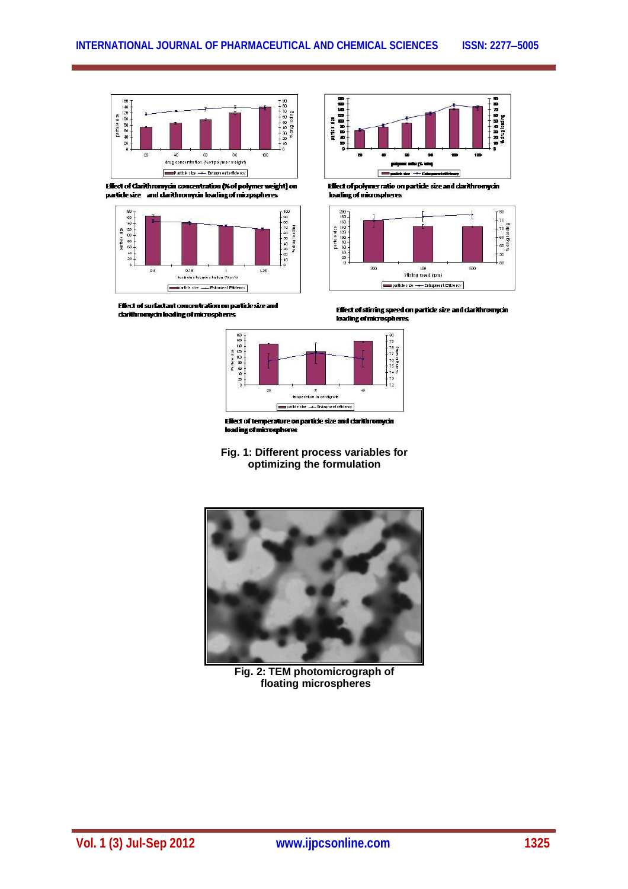Effect of Clarithromycin concentration (% of polymer weight) on particle size and clarithromycin loading of micrpspheres

Effect of polymer ratio on particle size and clarithromycin loading of microspheres

Effect of surfactant concentration on particle size and clarithromycin loading of microspheres

Effect of stirring speed on particle size and clarithromycin loading of microspheres

Effect of temperature on particle size and clarithromycin loading of microspheres

**Fig. 1: Different process variables for optimizing the formulation**

**Fig. 2: TEM photomicrograph of floating microspheres**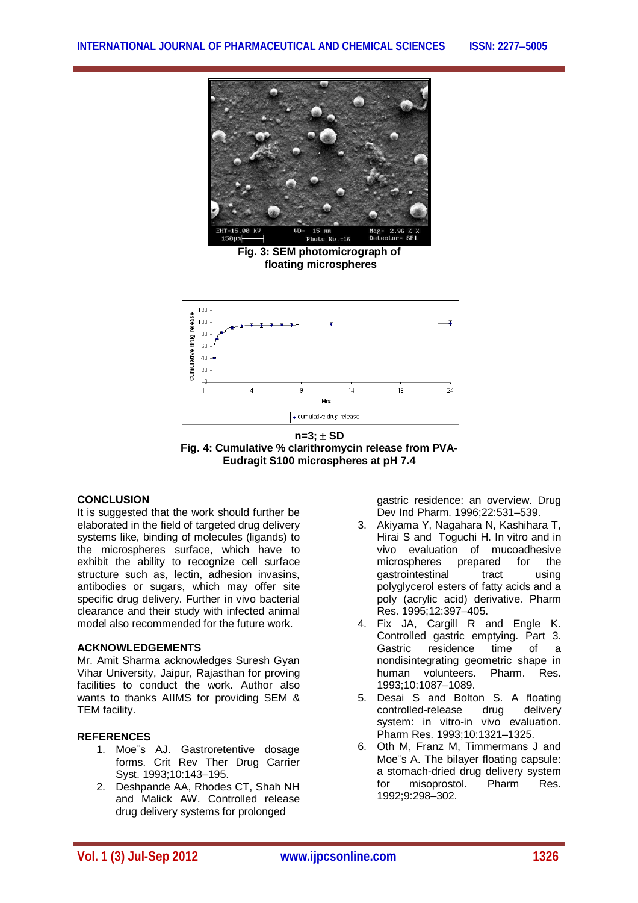Fig. 3: SEM photomicrograph of floating microspheres

n=3; ± SD

Fig. 4: Cumulative % clarithromycin release from PVA-Eudragit S100 microspheres at pH 7.4

## CONCLUSION

It is suggested that the work should further be elaborated in the field of targeted drug delivery systems like, binding of molecules (ligands) to the microspheres surface, which have to exhibit the ability to recognize cell surface structure such as, lectin, adhesion invasins, antibodies or sugars, which may offer site specific drug delivery. Further in vivo bacterial clearance and their study with infected animal model also recommended for the future work.

## ACKNOWLEDGEMENTS

Mr. Amit Sharma acknowledges Suresh Gyan Vihar University, Jaipur, Rajasthan for proving facilities to conduct the work. Author also wants to thanks AIIMS for providing SEM & TEM facility.

## REFERENCES

1. Moe¨s AJ. Gastroretentive dosage forms. Crit Rev Ther Drug Carrier Syst. 1993;10:143–195.
2. Deshpande AA, Rhodes CT, Shah NH and Malick AW. Controlled release drug delivery systems for prolonged gastric residence: an overview. Drug Dev Ind Pharm. 1996;22:531–539.
3. Akiyama Y, Nagahara N, Kashihara T, Hirai S and Toguchi H. In vitro and in vivo evaluation of mucoadhesive microspheres prepared for the gastrointestinal tract using polyglycerol esters of fatty acids and a poly (acrylic acid) derivative. Pharm Res. 1995;12:397–405.
4. Fix JA, Cargill R and Engle K. Controlled gastric emptying. Part 3. Gastric residence time of a nondisintegrating geometric shape in human volunteers. Pharm. Res. 1993;10:1087–1089.
5. Desai S and Bolton S. A floating controlled-release drug delivery system: in vitro-in vivo evaluation. Pharm Res. 1993;10:1321–1325.
6. Oth M, Franz M, Timmermans J and Moe¨s A. The bilayer floating capsule: a stomach-dried drug delivery system for misoprostol. Pharm Res. 1992;9:298–302.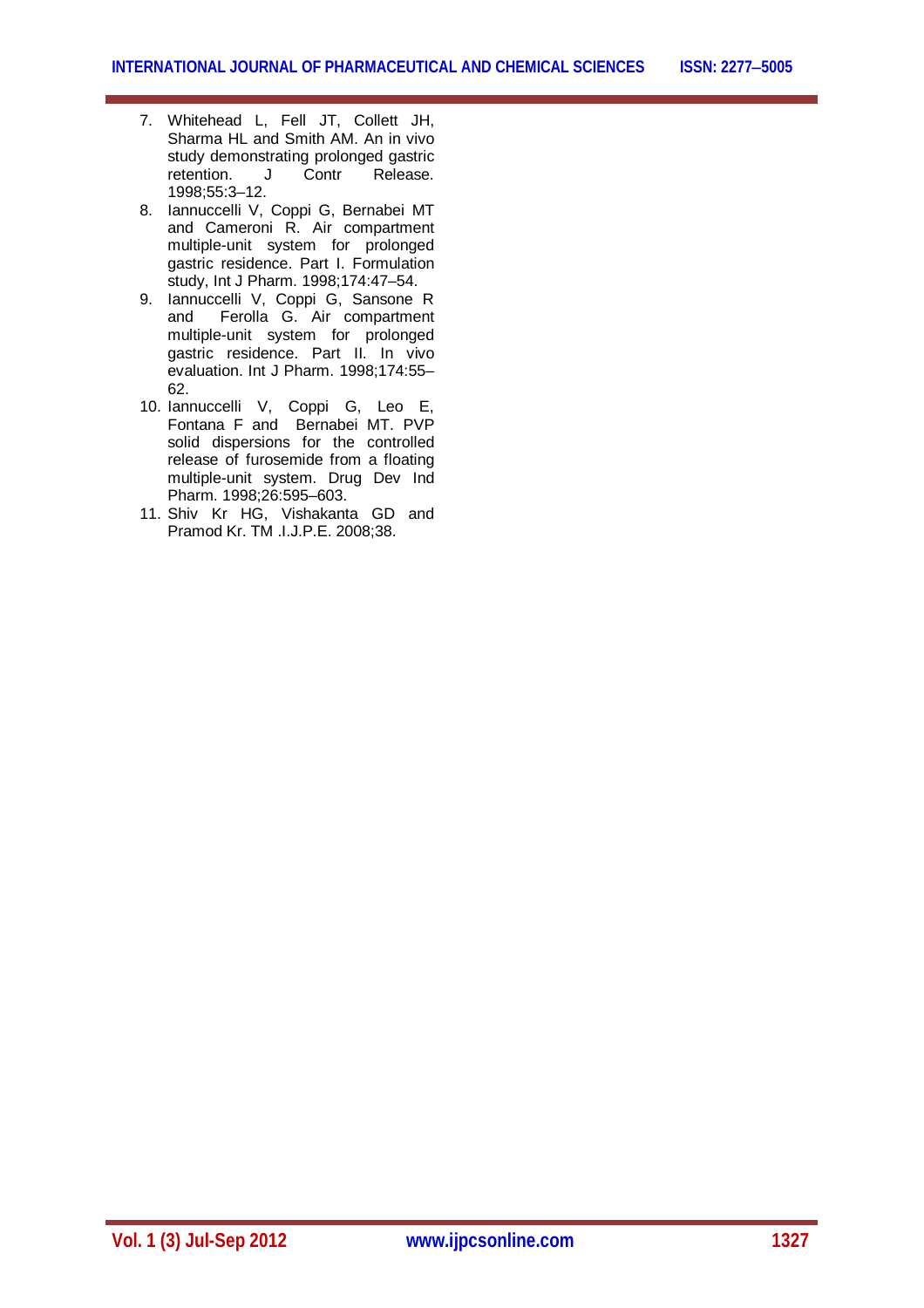7. Whitehead L, Fell JT, Collett JH, Sharma HL and Smith AM. An in vivo study demonstrating prolonged gastric retention. J Contr Release. 1998;55:3–12.
8. Iannuccelli V, Coppi G, Bernabei MT and Cameroni R. Air compartment multiple-unit system for prolonged gastric residence. Part I. Formulation study, Int J Pharm. 1998;174:47–54.
9. Iannuccelli V, Coppi G, Sansone R and Ferolla G. Air compartment multiple-unit system for prolonged gastric residence. Part II. In vivo evaluation. Int J Pharm. 1998;174:55–62.
10. Iannuccelli V, Coppi G, Leo E, Fontana F and Bernabei MT. PVP solid dispersions for the controlled release of furosemide from a floating multiple-unit system. Drug Dev Ind Pharm. 1998;26:595–603.
11. Shiv Kr HG, Vishakanta GD and Pramod Kr. TM .I.J.P.E. 2008;38.